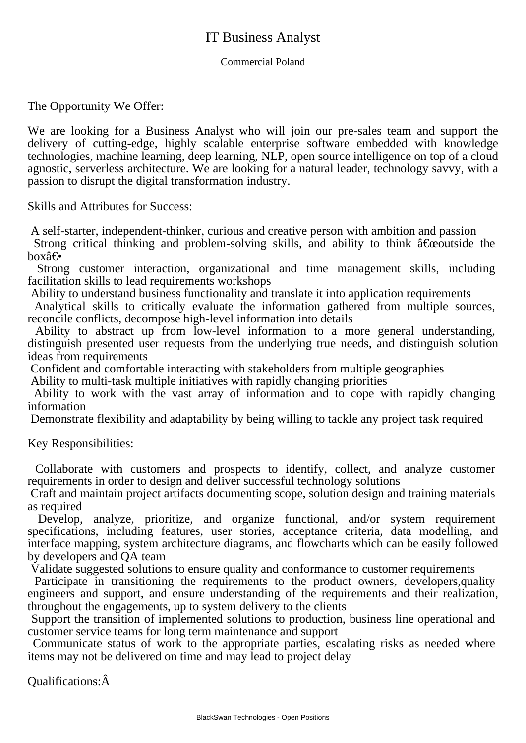# IT Business Analyst

Commercial Poland

The Opportunity We Offer:

We are looking for a Business Analyst who will join our pre-sales team and support the delivery of cutting-edge, highly scalable enterprise software embedded with knowledge technologies, machine learning, deep learning, NLP, open source intelligence on top of a cloud agnostic, serverless architecture. We are looking for a natural leader, technology savvy, with a passion to disrupt the digital transformation industry.

Skills and Attributes for Success:

- A self-starter, independent-thinker, curious and creative person with ambition and passion
- Strong critical thinking and problem-solving skills, and ability to think â€œoutside the boxâ€•
- Strong customer interaction, organizational and time management skills, including facilitation skills to lead requirements workshops
- Ability to understand business functionality and translate it into application requirements
- Analytical skills to critically evaluate the information gathered from multiple sources, reconcile conflicts, decompose high-level information into details
- Ability to abstract up from low-level information to a more general understanding, distinguish presented user requests from the underlying true needs, and distinguish solution ideas from requirements
- Confident and comfortable interacting with stakeholders from multiple geographies
- Ability to multi-task multiple initiatives with rapidly changing priorities
- Ability to work with the vast array of information and to cope with rapidly changing information
- Demonstrate flexibility and adaptability by being willing to tackle any project task required

Key Responsibilities:

- Collaborate with customers and prospects to identify, collect, and analyze customer requirements in order to design and deliver successful technology solutions
- Craft and maintain project artifacts documenting scope, solution design and training materials as required
- Develop, analyze, prioritize, and organize functional, and/or system requirement specifications, including features, user stories, acceptance criteria, data modelling, and interface mapping, system architecture diagrams, and flowcharts which can be easily followed by developers and QA team
- Validate suggested solutions to ensure quality and conformance to customer requirements
- Participate in transitioning the requirements to the product owners, developers,quality engineers and support, and ensure understanding of the requirements and their realization, throughout the engagements, up to system delivery to the clients
- Support the transition of implemented solutions to production, business line operational and customer service teams for long term maintenance and support
- Communicate status of work to the appropriate parties, escalating risks as needed where items may not be delivered on time and may lead to project delay

Qualifications:Â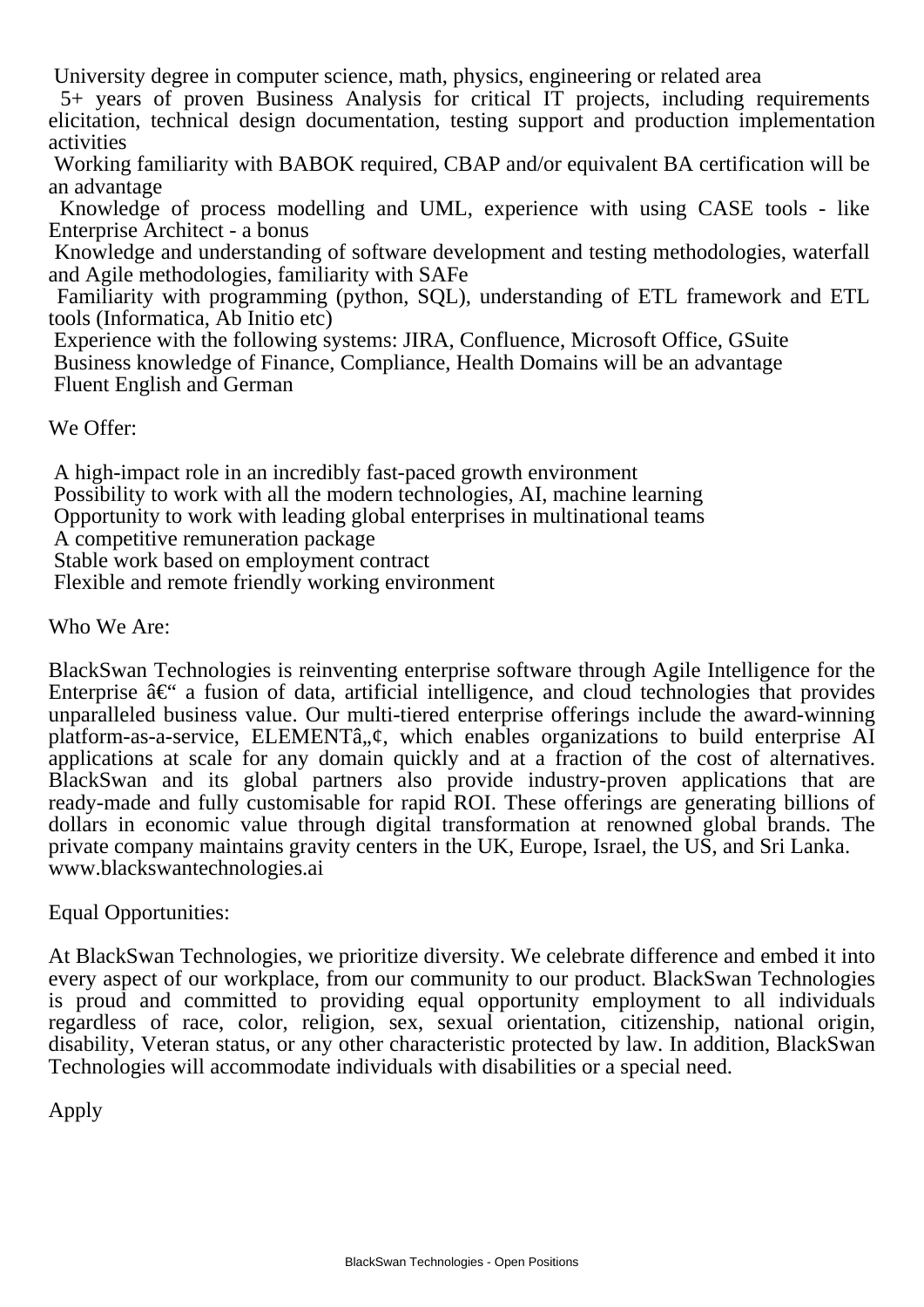- University degree in computer science, math, physics, engineering or related area
- 5+ years of proven Business Analysis for critical IT projects, including requirements elicitation, technical design documentation, testing support and production implementation activities
- Working familiarity with BABOK required, CBAP and/or equivalent BA certification will be an advantage
- Knowledge of process modelling and UML, experience with using CASE tools - like Enterprise Architect - a bonus
- Knowledge and understanding of software development and testing methodologies, waterfall and Agile methodologies, familiarity with SAFe
- Familiarity with programming (python, SQL), understanding of ETL framework and ETL tools (Informatica, Ab Initio etc)
- Experience with the following systems: JIRA, Confluence, Microsoft Office, GSuite
- Business knowledge of Finance, Compliance, Health Domains will be an advantage
- Fluent English and German

We Offer:

- A high-impact role in an incredibly fast-paced growth environment
- Possibility to work with all the modern technologies, AI, machine learning
- Opportunity to work with leading global enterprises in multinational teams
- A competitive remuneration package
- Stable work based on employment contract
- Flexible and remote friendly working environment

Who We Are:

BlackSwan Technologies is reinventing enterprise software through Agile Intelligence for the Enterprise â€“ a fusion of data, artificial intelligence, and cloud technologies that provides unparalleled business value. Our multi-tiered enterprise offerings include the award-winning platform-as-a-service, ELEMENTâ„¢, which enables organizations to build enterprise AI applications at scale for any domain quickly and at a fraction of the cost of alternatives. BlackSwan and its global partners also provide industry-proven applications that are ready-made and fully customisable for rapid ROI. These offerings are generating billions of dollars in economic value through digital transformation at renowned global brands. The private company maintains gravity centers in the UK, Europe, Israel, the US, and Sri Lanka. www.blackswantechnologies.ai

Equal Opportunities:

At BlackSwan Technologies, we prioritize diversity. We celebrate difference and embed it into every aspect of our workplace, from our community to our product. BlackSwan Technologies is proud and committed to providing equal opportunity employment to all individuals regardless of race, color, religion, sex, sexual orientation, citizenship, national origin, disability, Veteran status, or any other characteristic protected by law. In addition, BlackSwan Technologies will accommodate individuals with disabilities or a special need.

Apply